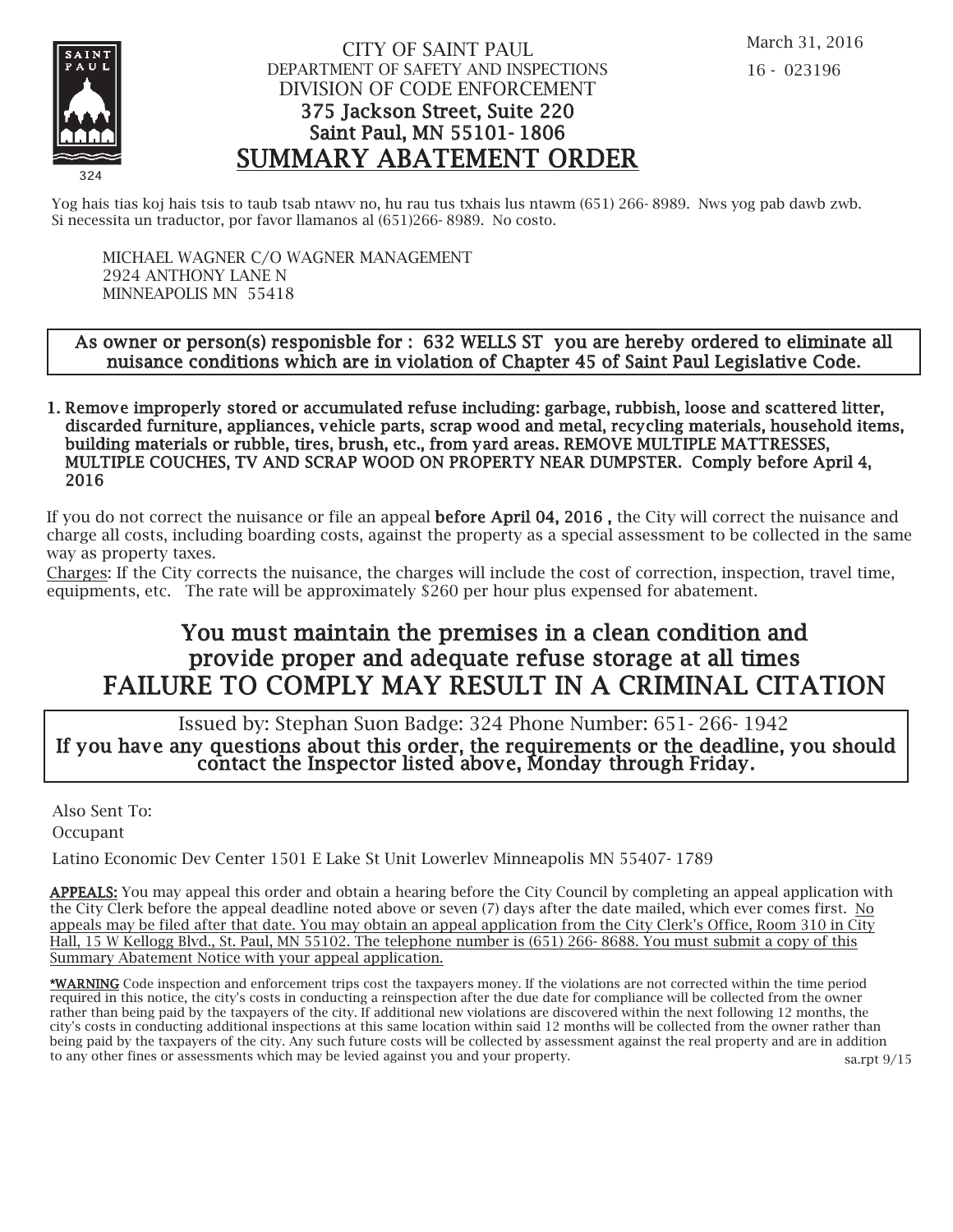March 31, 2016

16 - 023196

CITY OF SAINT PAUL
DEPARTMENT OF SAFETY AND INSPECTIONS
DIVISION OF CODE ENFORCEMENT
375 Jackson Street, Suite 220
Saint Paul, MN 55101-1806

# SUMMARY ABATEMENT ORDER

324

Yog hais tias koj hais tsis to taub tsab ntawv no, hu rau tus txhais lus ntawm (651) 266-8989. Nws yog pab dawb zwb.
Si necessita un traductor, por favor llamanos al (651)266-8989. No costo.

MICHAEL WAGNER C/O WAGNER MANAGEMENT
2924 ANTHONY LANE N
MINNEAPOLIS MN 55418

**As owner or person(s) responisble for : 632 WELLS ST you are hereby ordered to eliminate all nuisance conditions which are in violation of Chapter 45 of Saint Paul Legislative Code.**

1. **Remove improperly stored or accumulated refuse including: garbage, rubbish, loose and scattered litter, discarded furniture, appliances, vehicle parts, scrap wood and metal, recycling materials, household items, building materials or rubble, tires, brush, etc., from yard areas. REMOVE MULTIPLE MATTRESSES, MULTIPLE COUCHES, TV AND SCRAP WOOD ON PROPERTY NEAR DUMPSTER. Comply before April 4, 2016**

If you do not correct the nuisance or file an appeal **before April 04, 2016 ,** the City will correct the nuisance and charge all costs, including boarding costs, against the property as a special assessment to be collected in the same way as property taxes.

Charges: If the City corrects the nuisance, the charges will include the cost of correction, inspection, travel time, equipments, etc. The rate will be approximately $260 per hour plus expensed for abatement.

## You must maintain the premises in a clean condition and provide proper and adequate refuse storage at all times
## FAILURE TO COMPLY MAY RESULT IN A CRIMINAL CITATION

Issued by: Stephan Suon Badge: 324 Phone Number: 651-266-1942

**If you have any questions about this order, the requirements or the deadline, you should contact the Inspector listed above, Monday through Friday.**

Also Sent To:

Occupant

Latino Economic Dev Center 1501 E Lake St Unit Lowerlev Minneapolis MN 55407-1789

**APPEALS:** You may appeal this order and obtain a hearing before the City Council by completing an appeal application with the City Clerk before the appeal deadline noted above or seven (7) days after the date mailed, which ever comes first. No appeals may be filed after that date. You may obtain an appeal application from the City Clerk's Office, Room 310 in City Hall, 15 W Kellogg Blvd., St. Paul, MN 55102. The telephone number is (651) 266-8688. You must submit a copy of this Summary Abatement Notice with your appeal application.

***WARNING** Code inspection and enforcement trips cost the taxpayers money. If the violations are not corrected within the time period required in this notice, the city's costs in conducting a reinspection after the due date for compliance will be collected from the owner rather than being paid by the taxpayers of the city. If additional new violations are discovered within the next following 12 months, the city's costs in conducting additional inspections at this same location within said 12 months will be collected from the owner rather than being paid by the taxpayers of the city. Any such future costs will be collected by assessment against the real property and are in addition to any other fines or assessments which may be levied against you and your property.

sa.rpt 9/15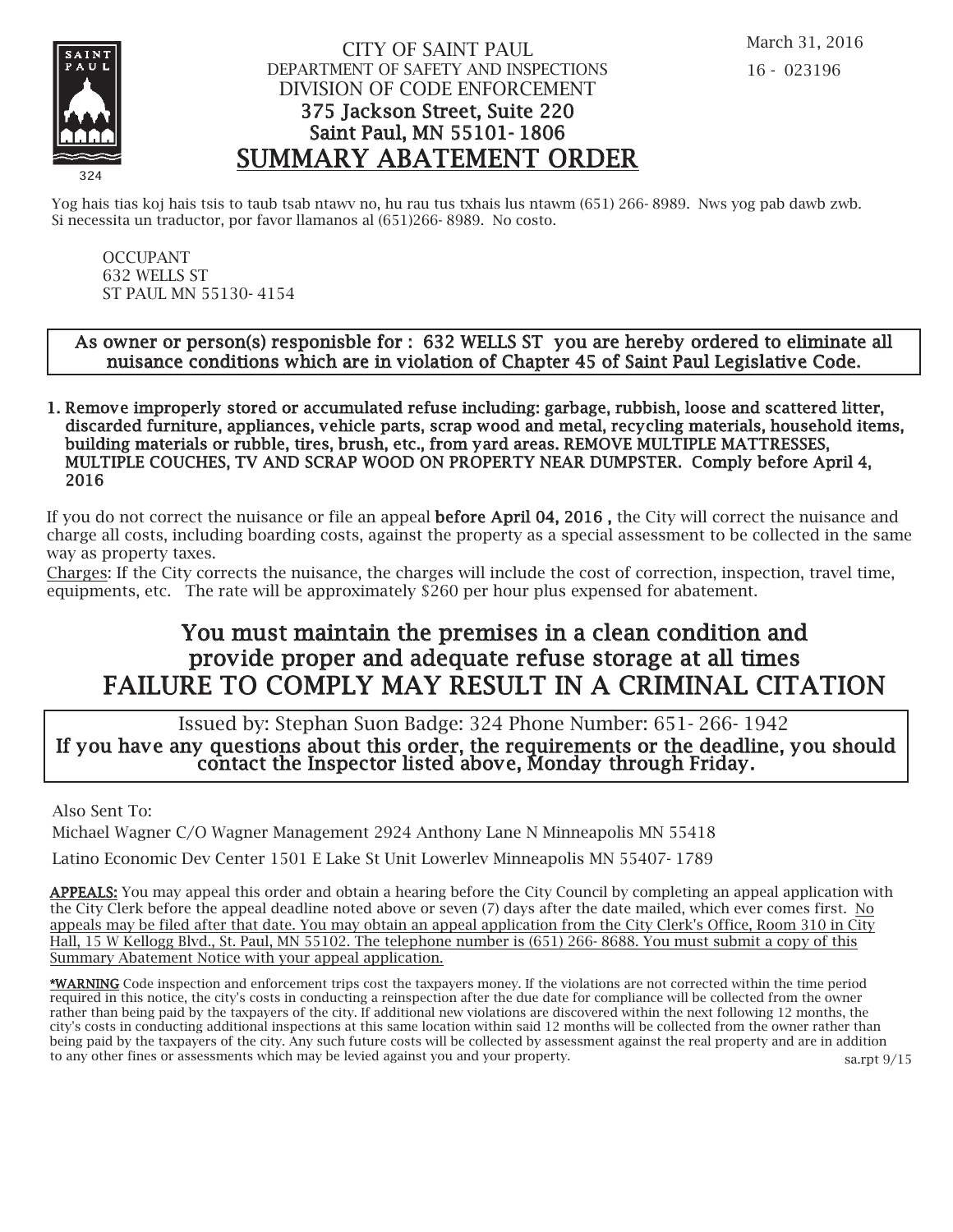March 31, 2016

16 - 023196

CITY OF SAINT PAUL
DEPARTMENT OF SAFETY AND INSPECTIONS
DIVISION OF CODE ENFORCEMENT
375 Jackson Street, Suite 220
Saint Paul, MN 55101- 1806

# SUMMARY ABATEMENT ORDER

324

Yog hais tias koj hais tsis to taub tsab ntawv no, hu rau tus txhais lus ntawm (651) 266- 8989. Nws yog pab dawb zwb.
Si necessita un traductor, por favor llamanos al (651)266- 8989. No costo.

OCCUPANT
632 WELLS ST
ST PAUL MN 55130- 4154

**As owner or person(s) responisble for : 632 WELLS ST you are hereby ordered to eliminate all nuisance conditions which are in violation of Chapter 45 of Saint Paul Legislative Code.**

1. **Remove improperly stored or accumulated refuse including: garbage, rubbish, loose and scattered litter, discarded furniture, appliances, vehicle parts, scrap wood and metal, recycling materials, household items, building materials or rubble, tires, brush, etc., from yard areas. REMOVE MULTIPLE MATTRESSES, MULTIPLE COUCHES, TV AND SCRAP WOOD ON PROPERTY NEAR DUMPSTER. Comply before April 4, 2016**

If you do not correct the nuisance or file an appeal **before April 04, 2016 ,** the City will correct the nuisance and charge all costs, including boarding costs, against the property as a special assessment to be collected in the same way as property taxes.

Charges: If the City corrects the nuisance, the charges will include the cost of correction, inspection, travel time, equipments, etc. The rate will be approximately $260 per hour plus expensed for abatement.

## You must maintain the premises in a clean condition and provide proper and adequate refuse storage at all times
## FAILURE TO COMPLY MAY RESULT IN A CRIMINAL CITATION

Issued by: Stephan Suon Badge: 324 Phone Number: 651- 266- 1942

**If you have any questions about this order, the requirements or the deadline, you should contact the Inspector listed above, Monday through Friday.**

Also Sent To:

Michael Wagner C/O Wagner Management 2924 Anthony Lane N Minneapolis MN 55418

Latino Economic Dev Center 1501 E Lake St Unit Lowerlev Minneapolis MN 55407- 1789

**APPEALS:** You may appeal this order and obtain a hearing before the City Council by completing an appeal application with the City Clerk before the appeal deadline noted above or seven (7) days after the date mailed, which ever comes first. No appeals may be filed after that date. You may obtain an appeal application from the City Clerk's Office, Room 310 in City Hall, 15 W Kellogg Blvd., St. Paul, MN 55102. The telephone number is (651) 266- 8688. You must submit a copy of this Summary Abatement Notice with your appeal application.

***WARNING** Code inspection and enforcement trips cost the taxpayers money. If the violations are not corrected within the time period required in this notice, the city's costs in conducting a reinspection after the due date for compliance will be collected from the owner rather than being paid by the taxpayers of the city. If additional new violations are discovered within the next following 12 months, the city's costs in conducting additional inspections at this same location within said 12 months will be collected from the owner rather than being paid by the taxpayers of the city. Any such future costs will be collected by assessment against the real property and are in addition to any other fines or assessments which may be levied against you and your property.

sa.rpt 9/15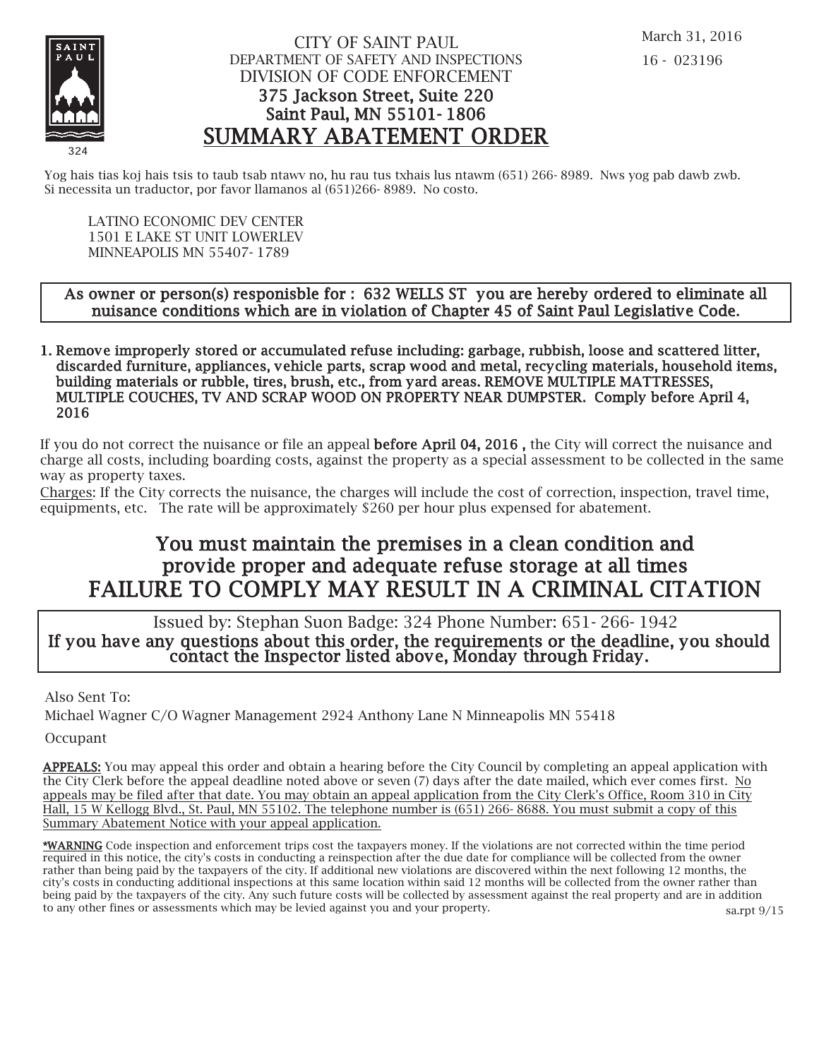324

CITY OF SAINT PAUL
DEPARTMENT OF SAFETY AND INSPECTIONS
DIVISION OF CODE ENFORCEMENT
375 Jackson Street, Suite 220
Saint Paul, MN 55101-1806

March 31, 2016
16 - 023196

# SUMMARY ABATEMENT ORDER

Yog hais tias koj hais tsis to taub tsab ntawv no, hu rau tus txhais lus ntawm (651) 266-8989. Nws yog pab dawb zwb.
Si necessita un traductor, por favor llamanos al (651)266-8989. No costo.

LATINO ECONOMIC DEV CENTER
1501 E LAKE ST UNIT LOWERLEV
MINNEAPOLIS MN 55407-1789

**As owner or person(s) responisble for : 632 WELLS ST you are hereby ordered to eliminate all nuisance conditions which are in violation of Chapter 45 of Saint Paul Legislative Code.**

1. **Remove improperly stored or accumulated refuse including: garbage, rubbish, loose and scattered litter, discarded furniture, appliances, vehicle parts, scrap wood and metal, recycling materials, household items, building materials or rubble, tires, brush, etc., from yard areas. REMOVE MULTIPLE MATTRESSES, MULTIPLE COUCHES, TV AND SCRAP WOOD ON PROPERTY NEAR DUMPSTER. Comply before April 4, 2016**

If you do not correct the nuisance or file an appeal **before April 04, 2016 ,** the City will correct the nuisance and charge all costs, including boarding costs, against the property as a special assessment to be collected in the same way as property taxes.

Charges: If the City corrects the nuisance, the charges will include the cost of correction, inspection, travel time, equipments, etc. The rate will be approximately $260 per hour plus expensed for abatement.

## You must maintain the premises in a clean condition and provide proper and adequate refuse storage at all times
## FAILURE TO COMPLY MAY RESULT IN A CRIMINAL CITATION

Issued by: Stephan Suon Badge: 324 Phone Number: 651-266-1942

**If you have any questions about this order, the requirements or the deadline, you should contact the Inspector listed above, Monday through Friday.**

Also Sent To:

Michael Wagner C/O Wagner Management 2924 Anthony Lane N Minneapolis MN 55418

Occupant

**APPEALS:** You may appeal this order and obtain a hearing before the City Council by completing an appeal application with the City Clerk before the appeal deadline noted above or seven (7) days after the date mailed, which ever comes first. No appeals may be filed after that date. You may obtain an appeal application from the City Clerk's Office, Room 310 in City Hall, 15 W Kellogg Blvd., St. Paul, MN 55102. The telephone number is (651) 266-8688. You must submit a copy of this Summary Abatement Notice with your appeal application.

***WARNING** Code inspection and enforcement trips cost the taxpayers money. If the violations are not corrected within the time period required in this notice, the city's costs in conducting a reinspection after the due date for compliance will be collected from the owner rather than being paid by the taxpayers of the city. If additional new violations are discovered within the next following 12 months, the city's costs in conducting additional inspections at this same location within said 12 months will be collected from the owner rather than being paid by the taxpayers of the city. Any such future costs will be collected by assessment against the real property and are in addition to any other fines or assessments which may be levied against you and your property.

sa.rpt 9/15